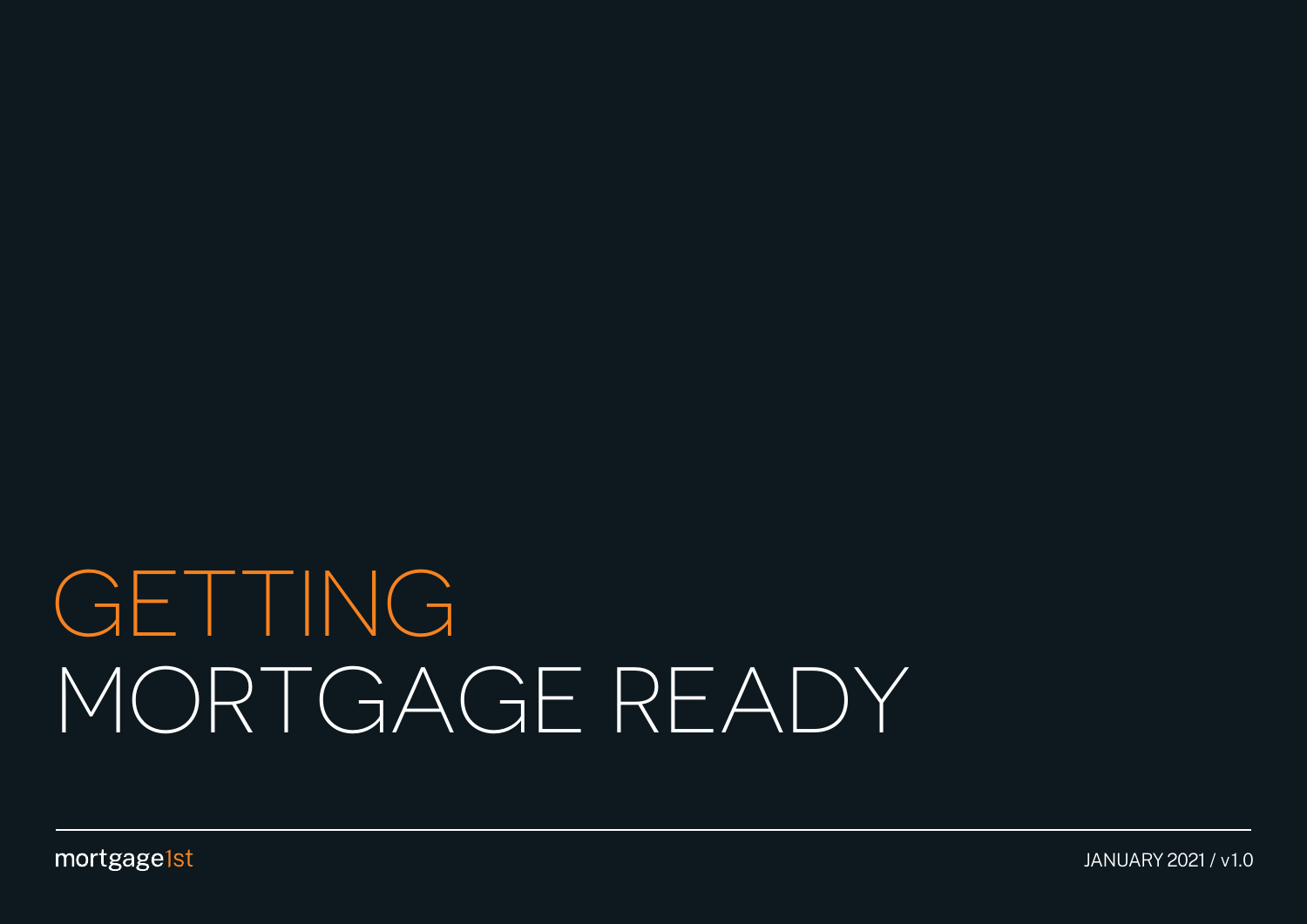# GETTING MORTGAGE READY

mortgage1st

JANUARY 2021 / v1.0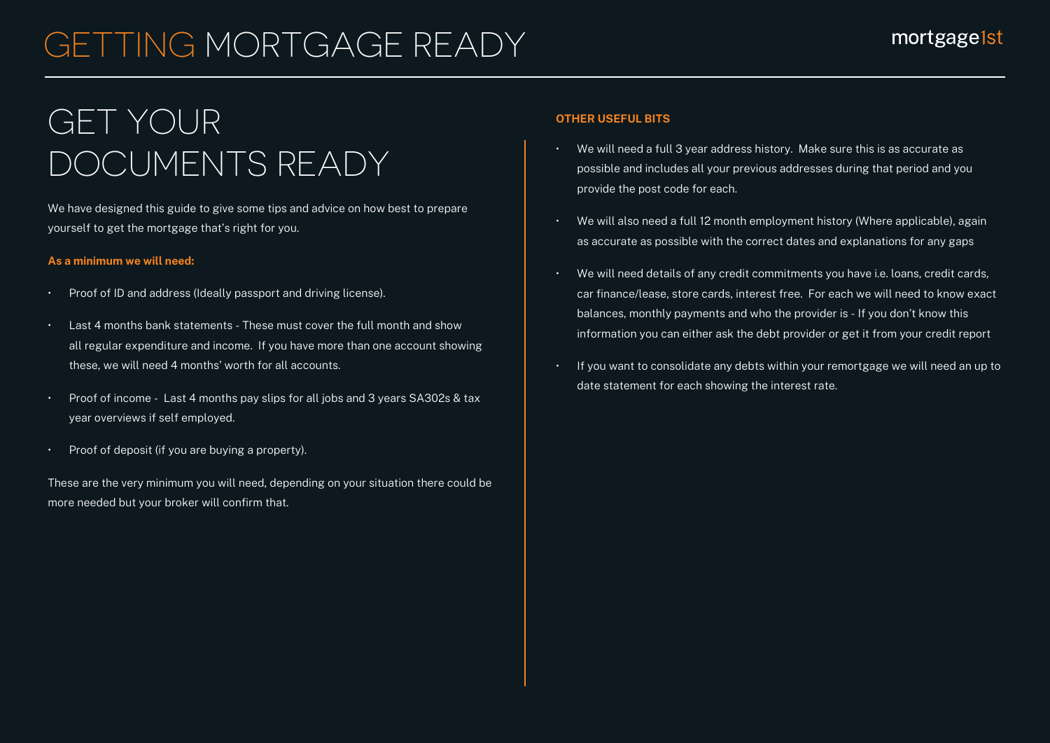# GETTING MORTGAGE READY

## GET YOUR DOCUMENTS READY

We have designed this guide to give some tips and advice on how best to prepare yourself to get the mortgage that's right for you.

**As a minimum we will need:**

- Proof of ID and address (Ideally passport and driving license).
- Last 4 months bank statements - These must cover the full month and show all regular expenditure and income. If you have more than one account showing these, we will need 4 months' worth for all accounts.
- Proof of income - Last 4 months pay slips for all jobs and 3 years SA302s & tax year overviews if self employed.
- Proof of deposit (if you are buying a property).

These are the very minimum you will need, depending on your situation there could be more needed but your broker will confirm that.

**OTHER USEFUL BITS**

- We will need a full 3 year address history. Make sure this is as accurate as possible and includes all your previous addresses during that period and you provide the post code for each.
- We will also need a full 12 month employment history (Where applicable), again as accurate as possible with the correct dates and explanations for any gaps
- We will need details of any credit commitments you have i.e. loans, credit cards, car finance/lease, store cards, interest free. For each we will need to know exact balances, monthly payments and who the provider is - If you don't know this information you can either ask the debt provider or get it from your credit report
- If you want to consolidate any debts within your remortgage we will need an up to date statement for each showing the interest rate.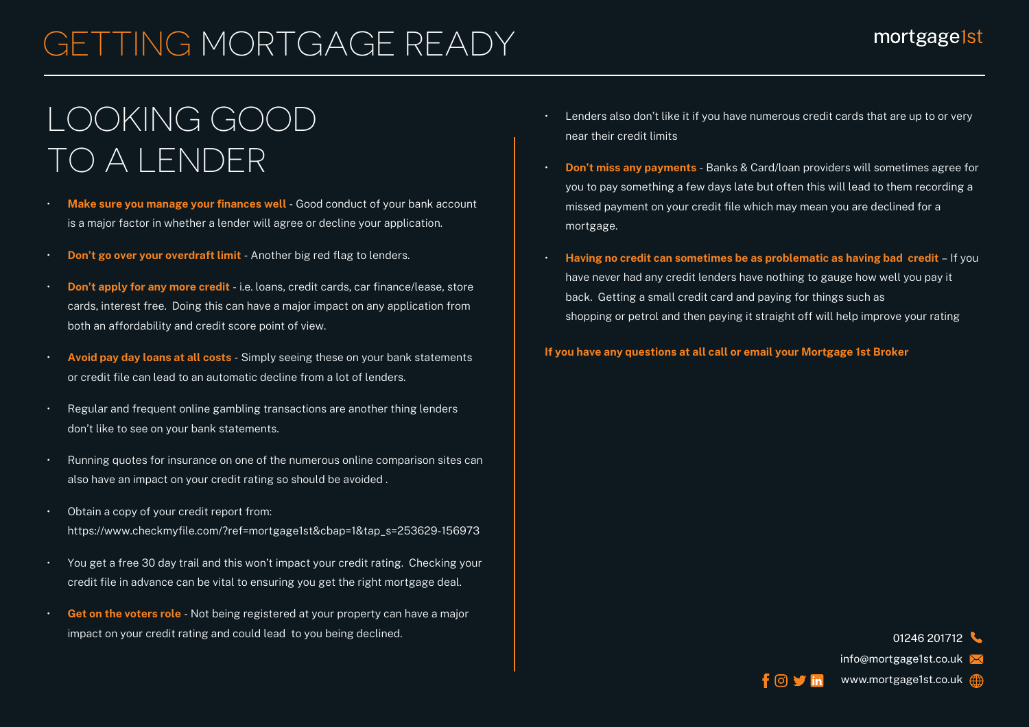// Page header with "GETTING MORTGAGE READY" and "mortgage1st" logo - is it a running header? It's the title of page. Include as heading? It's likely repeated on every page (document header). I'll include it since uncertain... Actually "GETTING MORTGAGE READY" likely repeats on each page; omit brand logo. I'll keep main section heading.

# LOOKING GOOD TO A LENDER

- **Make sure you manage your finances well** - Good conduct of your bank account is a major factor in whether a lender will agree or decline your application.
- **Don't go over your overdraft limit** - Another big red flag to lenders.
- **Don't apply for any more credit** - i.e. loans, credit cards, car finance/lease, store cards, interest free. Doing this can have a major impact on any application from both an affordability and credit score point of view.
- **Avoid pay day loans at all costs** - Simply seeing these on your bank statements or credit file can lead to an automatic decline from a lot of lenders.
- Regular and frequent online gambling transactions are another thing lenders don't like to see on your bank statements.
- Running quotes for insurance on one of the numerous online comparison sites can also have an impact on your credit rating so should be avoided .
- Obtain a copy of your credit report from: https://www.checkmyfile.com/?ref=mortgage1st&cbap=1&tap_s=253629-156973
- You get a free 30 day trail and this won't impact your credit rating. Checking your credit file in advance can be vital to ensuring you get the right mortgage deal.
- **Get on the voters role** - Not being registered at your property can have a major impact on your credit rating and could lead to you being declined.
- Lenders also don't like it if you have numerous credit cards that are up to or very near their credit limits
- **Don't miss any payments** - Banks & Card/loan providers will sometimes agree for you to pay something a few days late but often this will lead to them recording a missed payment on your credit file which may mean you are declined for a mortgage.
- **Having no credit can sometimes be as problematic as having bad credit** – If you have never had any credit lenders have nothing to gauge how well you pay it back. Getting a small credit card and paying for things such as shopping or petrol and then paying it straight off will help improve your rating

**If you have any questions at all call or email your Mortgage 1st Broker**

01246 201712

info@mortgage1st.co.uk

www.mortgage1st.co.uk